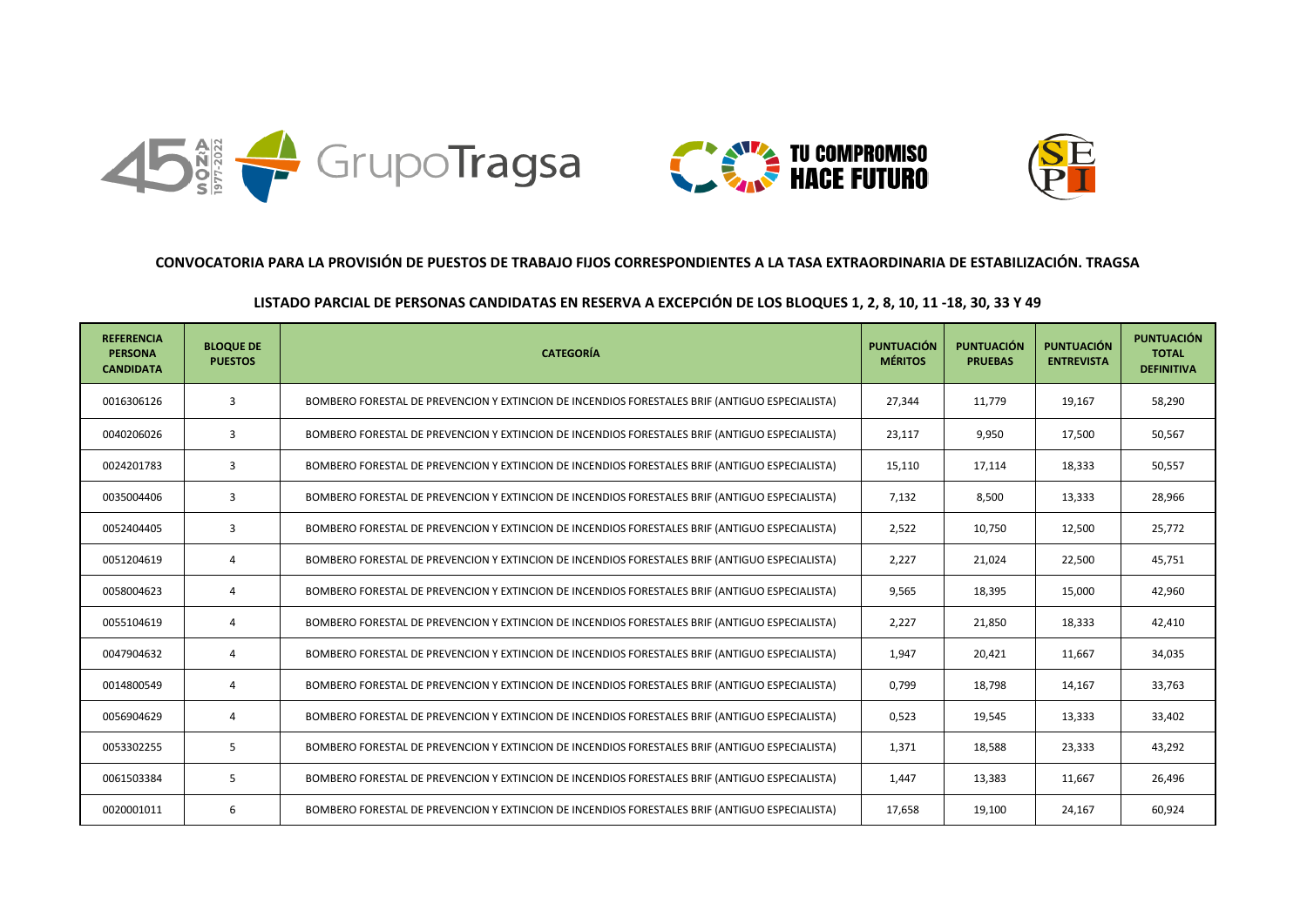## CONVOCATORIA PARA LA PROVISIÓN DE PUESTOS DE TRABAJO FIJOS CORRESPONDIENTES A LA TASA EXTRAORDINARIA DE ESTABILIZACIÓN. TRAGSA

## LISTADO PARCIAL DE PERSONAS CANDIDATAS EN RESERVA A EXCEPCIÓN DE LOS BLOQUES 1, 2, 8, 10, 11 -18, 30, 33 Y 49

| REFERENCIA PERSONA CANDIDATA | BLOQUE DE PUESTOS | CATEGORÍA | PUNTUACIÓN MÉRITOS | PUNTUACIÓN PRUEBAS | PUNTUACIÓN ENTREVISTA | PUNTUACIÓN TOTAL DEFINITIVA |
|---|---|---|---|---|---|---|
| 0016306126 | 3 | BOMBERO FORESTAL DE PREVENCION Y EXTINCION DE INCENDIOS FORESTALES BRIF (ANTIGUO ESPECIALISTA) | 27,344 | 11,779 | 19,167 | 58,290 |
| 0040206026 | 3 | BOMBERO FORESTAL DE PREVENCION Y EXTINCION DE INCENDIOS FORESTALES BRIF (ANTIGUO ESPECIALISTA) | 23,117 | 9,950 | 17,500 | 50,567 |
| 0024201783 | 3 | BOMBERO FORESTAL DE PREVENCION Y EXTINCION DE INCENDIOS FORESTALES BRIF (ANTIGUO ESPECIALISTA) | 15,110 | 17,114 | 18,333 | 50,557 |
| 0035004406 | 3 | BOMBERO FORESTAL DE PREVENCION Y EXTINCION DE INCENDIOS FORESTALES BRIF (ANTIGUO ESPECIALISTA) | 7,132 | 8,500 | 13,333 | 28,966 |
| 0052404405 | 3 | BOMBERO FORESTAL DE PREVENCION Y EXTINCION DE INCENDIOS FORESTALES BRIF (ANTIGUO ESPECIALISTA) | 2,522 | 10,750 | 12,500 | 25,772 |
| 0051204619 | 4 | BOMBERO FORESTAL DE PREVENCION Y EXTINCION DE INCENDIOS FORESTALES BRIF (ANTIGUO ESPECIALISTA) | 2,227 | 21,024 | 22,500 | 45,751 |
| 0058004623 | 4 | BOMBERO FORESTAL DE PREVENCION Y EXTINCION DE INCENDIOS FORESTALES BRIF (ANTIGUO ESPECIALISTA) | 9,565 | 18,395 | 15,000 | 42,960 |
| 0055104619 | 4 | BOMBERO FORESTAL DE PREVENCION Y EXTINCION DE INCENDIOS FORESTALES BRIF (ANTIGUO ESPECIALISTA) | 2,227 | 21,850 | 18,333 | 42,410 |
| 0047904632 | 4 | BOMBERO FORESTAL DE PREVENCION Y EXTINCION DE INCENDIOS FORESTALES BRIF (ANTIGUO ESPECIALISTA) | 1,947 | 20,421 | 11,667 | 34,035 |
| 0014800549 | 4 | BOMBERO FORESTAL DE PREVENCION Y EXTINCION DE INCENDIOS FORESTALES BRIF (ANTIGUO ESPECIALISTA) | 0,799 | 18,798 | 14,167 | 33,763 |
| 0056904629 | 4 | BOMBERO FORESTAL DE PREVENCION Y EXTINCION DE INCENDIOS FORESTALES BRIF (ANTIGUO ESPECIALISTA) | 0,523 | 19,545 | 13,333 | 33,402 |
| 0053302255 | 5 | BOMBERO FORESTAL DE PREVENCION Y EXTINCION DE INCENDIOS FORESTALES BRIF (ANTIGUO ESPECIALISTA) | 1,371 | 18,588 | 23,333 | 43,292 |
| 0061503384 | 5 | BOMBERO FORESTAL DE PREVENCION Y EXTINCION DE INCENDIOS FORESTALES BRIF (ANTIGUO ESPECIALISTA) | 1,447 | 13,383 | 11,667 | 26,496 |
| 0020001011 | 6 | BOMBERO FORESTAL DE PREVENCION Y EXTINCION DE INCENDIOS FORESTALES BRIF (ANTIGUO ESPECIALISTA) | 17,658 | 19,100 | 24,167 | 60,924 |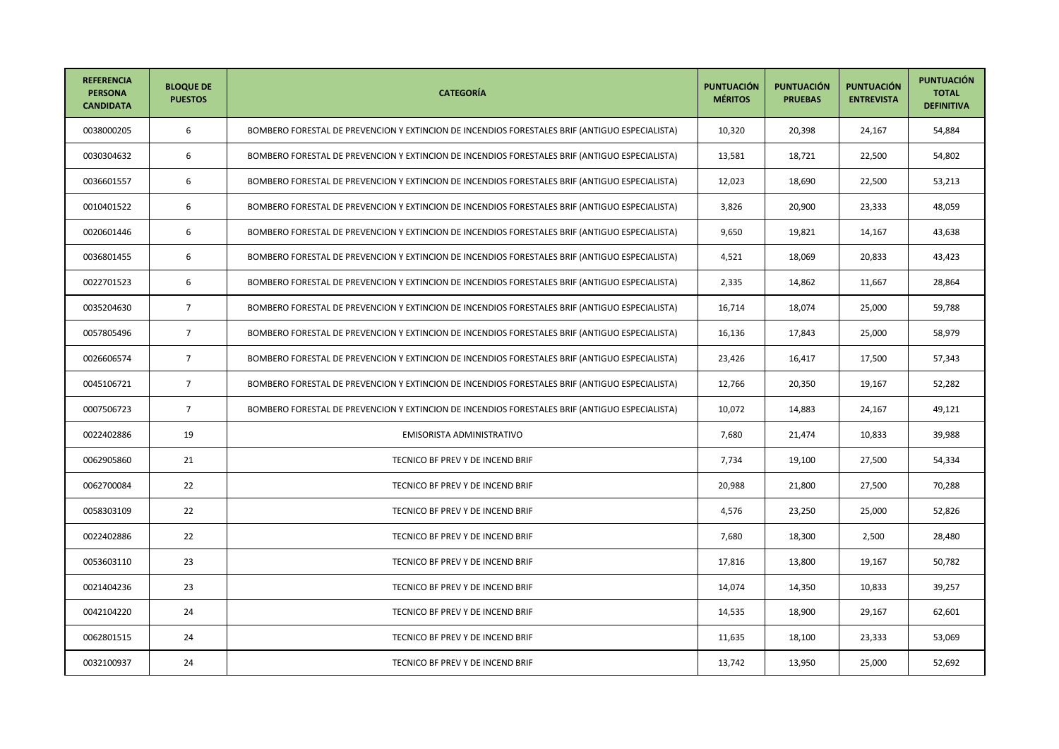| REFERENCIA PERSONA CANDIDATA | BLOQUE DE PUESTOS | CATEGORÍA | PUNTUACIÓN MÉRITOS | PUNTUACIÓN PRUEBAS | PUNTUACIÓN ENTREVISTA | PUNTUACIÓN TOTAL DEFINITIVA |
|---|---|---|---|---|---|---|
| 0038000205 | 6 | BOMBERO FORESTAL DE PREVENCION Y EXTINCION DE INCENDIOS FORESTALES BRIF (ANTIGUO ESPECIALISTA) | 10,320 | 20,398 | 24,167 | 54,884 |
| 0030304632 | 6 | BOMBERO FORESTAL DE PREVENCION Y EXTINCION DE INCENDIOS FORESTALES BRIF (ANTIGUO ESPECIALISTA) | 13,581 | 18,721 | 22,500 | 54,802 |
| 0036601557 | 6 | BOMBERO FORESTAL DE PREVENCION Y EXTINCION DE INCENDIOS FORESTALES BRIF (ANTIGUO ESPECIALISTA) | 12,023 | 18,690 | 22,500 | 53,213 |
| 0010401522 | 6 | BOMBERO FORESTAL DE PREVENCION Y EXTINCION DE INCENDIOS FORESTALES BRIF (ANTIGUO ESPECIALISTA) | 3,826 | 20,900 | 23,333 | 48,059 |
| 0020601446 | 6 | BOMBERO FORESTAL DE PREVENCION Y EXTINCION DE INCENDIOS FORESTALES BRIF (ANTIGUO ESPECIALISTA) | 9,650 | 19,821 | 14,167 | 43,638 |
| 0036801455 | 6 | BOMBERO FORESTAL DE PREVENCION Y EXTINCION DE INCENDIOS FORESTALES BRIF (ANTIGUO ESPECIALISTA) | 4,521 | 18,069 | 20,833 | 43,423 |
| 0022701523 | 6 | BOMBERO FORESTAL DE PREVENCION Y EXTINCION DE INCENDIOS FORESTALES BRIF (ANTIGUO ESPECIALISTA) | 2,335 | 14,862 | 11,667 | 28,864 |
| 0035204630 | 7 | BOMBERO FORESTAL DE PREVENCION Y EXTINCION DE INCENDIOS FORESTALES BRIF (ANTIGUO ESPECIALISTA) | 16,714 | 18,074 | 25,000 | 59,788 |
| 0057805496 | 7 | BOMBERO FORESTAL DE PREVENCION Y EXTINCION DE INCENDIOS FORESTALES BRIF (ANTIGUO ESPECIALISTA) | 16,136 | 17,843 | 25,000 | 58,979 |
| 0026606574 | 7 | BOMBERO FORESTAL DE PREVENCION Y EXTINCION DE INCENDIOS FORESTALES BRIF (ANTIGUO ESPECIALISTA) | 23,426 | 16,417 | 17,500 | 57,343 |
| 0045106721 | 7 | BOMBERO FORESTAL DE PREVENCION Y EXTINCION DE INCENDIOS FORESTALES BRIF (ANTIGUO ESPECIALISTA) | 12,766 | 20,350 | 19,167 | 52,282 |
| 0007506723 | 7 | BOMBERO FORESTAL DE PREVENCION Y EXTINCION DE INCENDIOS FORESTALES BRIF (ANTIGUO ESPECIALISTA) | 10,072 | 14,883 | 24,167 | 49,121 |
| 0022402886 | 19 | EMISORISTA ADMINISTRATIVO | 7,680 | 21,474 | 10,833 | 39,988 |
| 0062905860 | 21 | TECNICO BF PREV Y DE INCEND BRIF | 7,734 | 19,100 | 27,500 | 54,334 |
| 0062700084 | 22 | TECNICO BF PREV Y DE INCEND BRIF | 20,988 | 21,800 | 27,500 | 70,288 |
| 0058303109 | 22 | TECNICO BF PREV Y DE INCEND BRIF | 4,576 | 23,250 | 25,000 | 52,826 |
| 0022402886 | 22 | TECNICO BF PREV Y DE INCEND BRIF | 7,680 | 18,300 | 2,500 | 28,480 |
| 0053603110 | 23 | TECNICO BF PREV Y DE INCEND BRIF | 17,816 | 13,800 | 19,167 | 50,782 |
| 0021404236 | 23 | TECNICO BF PREV Y DE INCEND BRIF | 14,074 | 14,350 | 10,833 | 39,257 |
| 0042104220 | 24 | TECNICO BF PREV Y DE INCEND BRIF | 14,535 | 18,900 | 29,167 | 62,601 |
| 0062801515 | 24 | TECNICO BF PREV Y DE INCEND BRIF | 11,635 | 18,100 | 23,333 | 53,069 |
| 0032100937 | 24 | TECNICO BF PREV Y DE INCEND BRIF | 13,742 | 13,950 | 25,000 | 52,692 |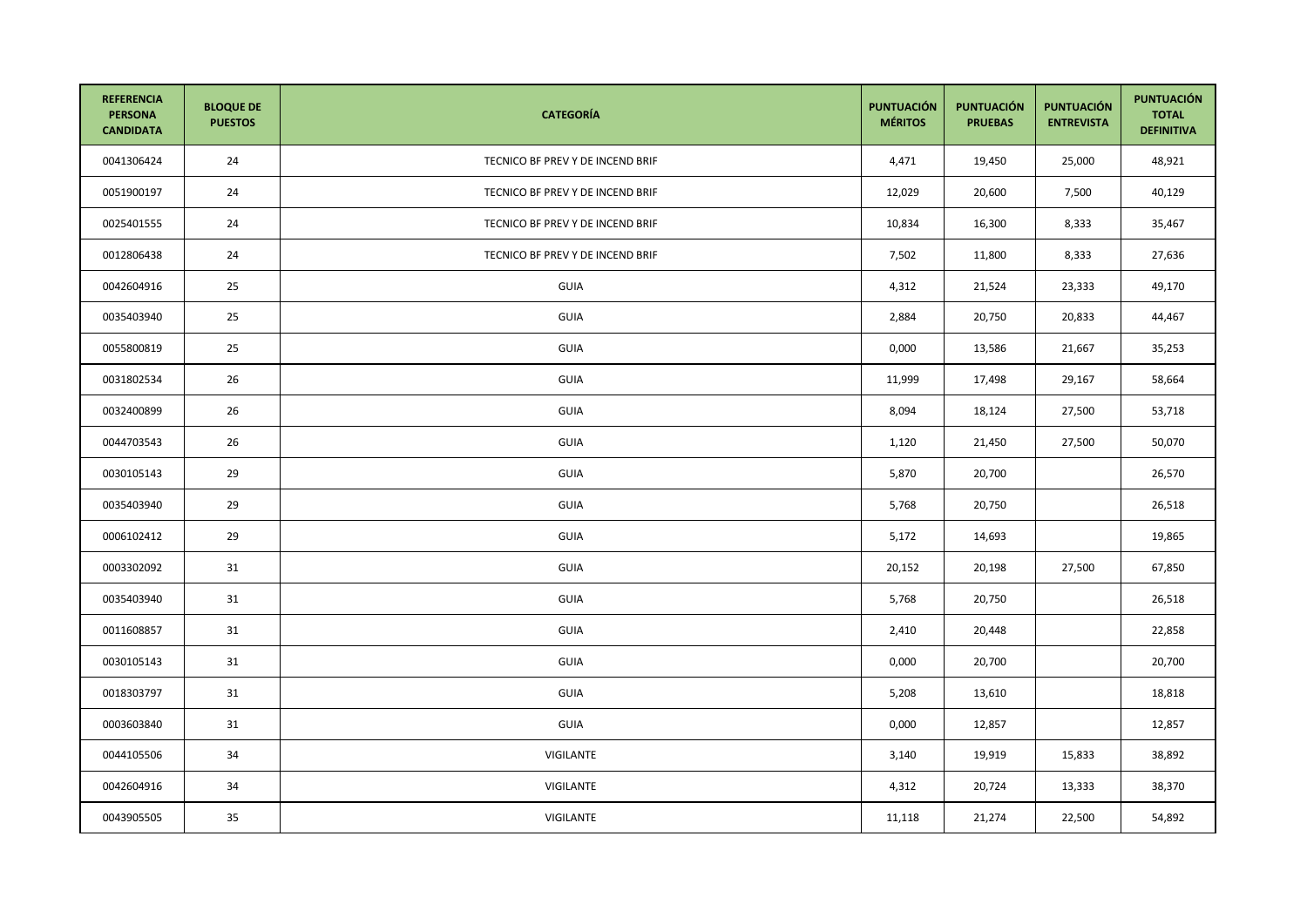| REFERENCIA PERSONA CANDIDATA | BLOQUE DE PUESTOS | CATEGORÍA | PUNTUACIÓN MÉRITOS | PUNTUACIÓN PRUEBAS | PUNTUACIÓN ENTREVISTA | PUNTUACIÓN TOTAL DEFINITIVA |
|---|---|---|---|---|---|---|
| 0041306424 | 24 | TECNICO BF PREV Y DE INCEND BRIF | 4,471 | 19,450 | 25,000 | 48,921 |
| 0051900197 | 24 | TECNICO BF PREV Y DE INCEND BRIF | 12,029 | 20,600 | 7,500 | 40,129 |
| 0025401555 | 24 | TECNICO BF PREV Y DE INCEND BRIF | 10,834 | 16,300 | 8,333 | 35,467 |
| 0012806438 | 24 | TECNICO BF PREV Y DE INCEND BRIF | 7,502 | 11,800 | 8,333 | 27,636 |
| 0042604916 | 25 | GUIA | 4,312 | 21,524 | 23,333 | 49,170 |
| 0035403940 | 25 | GUIA | 2,884 | 20,750 | 20,833 | 44,467 |
| 0055800819 | 25 | GUIA | 0,000 | 13,586 | 21,667 | 35,253 |
| 0031802534 | 26 | GUIA | 11,999 | 17,498 | 29,167 | 58,664 |
| 0032400899 | 26 | GUIA | 8,094 | 18,124 | 27,500 | 53,718 |
| 0044703543 | 26 | GUIA | 1,120 | 21,450 | 27,500 | 50,070 |
| 0030105143 | 29 | GUIA | 5,870 | 20,700 | | 26,570 |
| 0035403940 | 29 | GUIA | 5,768 | 20,750 | | 26,518 |
| 0006102412 | 29 | GUIA | 5,172 | 14,693 | | 19,865 |
| 0003302092 | 31 | GUIA | 20,152 | 20,198 | 27,500 | 67,850 |
| 0035403940 | 31 | GUIA | 5,768 | 20,750 | | 26,518 |
| 0011608857 | 31 | GUIA | 2,410 | 20,448 | | 22,858 |
| 0030105143 | 31 | GUIA | 0,000 | 20,700 | | 20,700 |
| 0018303797 | 31 | GUIA | 5,208 | 13,610 | | 18,818 |
| 0003603840 | 31 | GUIA | 0,000 | 12,857 | | 12,857 |
| 0044105506 | 34 | VIGILANTE | 3,140 | 19,919 | 15,833 | 38,892 |
| 0042604916 | 34 | VIGILANTE | 4,312 | 20,724 | 13,333 | 38,370 |
| 0043905505 | 35 | VIGILANTE | 11,118 | 21,274 | 22,500 | 54,892 |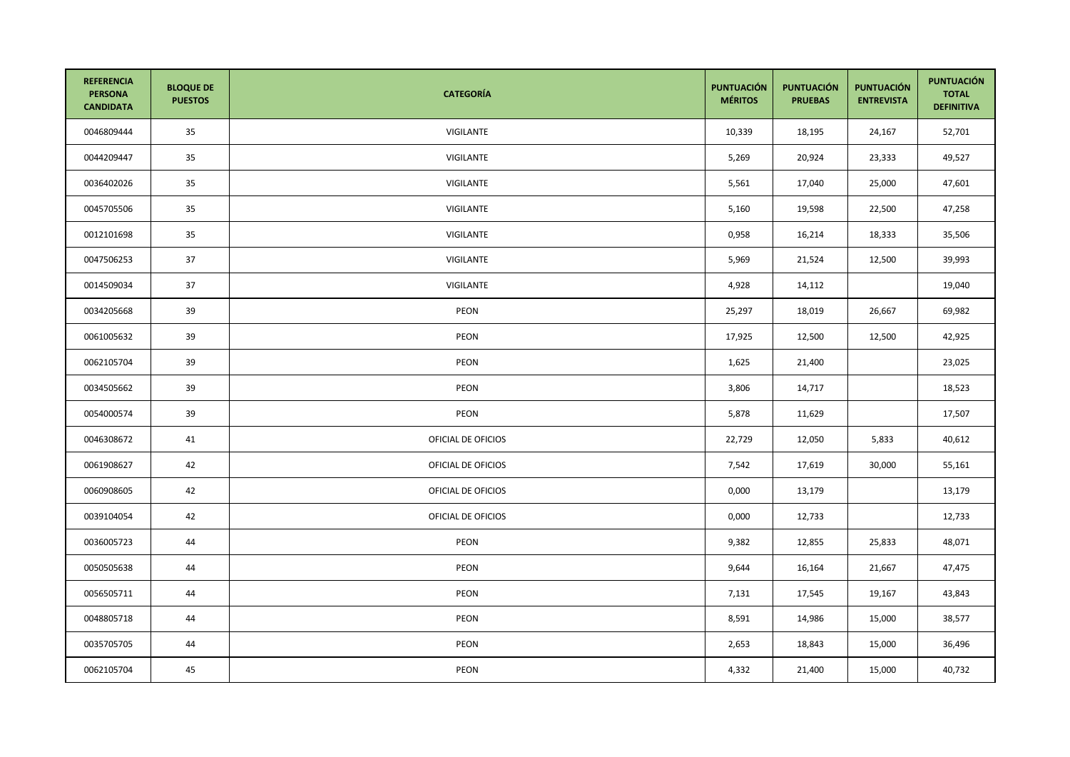| REFERENCIA PERSONA CANDIDATA | BLOQUE DE PUESTOS | CATEGORÍA | PUNTUACIÓN MÉRITOS | PUNTUACIÓN PRUEBAS | PUNTUACIÓN ENTREVISTA | PUNTUACIÓN TOTAL DEFINITIVA |
|---|---|---|---|---|---|---|
| 0046809444 | 35 | VIGILANTE | 10,339 | 18,195 | 24,167 | 52,701 |
| 0044209447 | 35 | VIGILANTE | 5,269 | 20,924 | 23,333 | 49,527 |
| 0036402026 | 35 | VIGILANTE | 5,561 | 17,040 | 25,000 | 47,601 |
| 0045705506 | 35 | VIGILANTE | 5,160 | 19,598 | 22,500 | 47,258 |
| 0012101698 | 35 | VIGILANTE | 0,958 | 16,214 | 18,333 | 35,506 |
| 0047506253 | 37 | VIGILANTE | 5,969 | 21,524 | 12,500 | 39,993 |
| 0014509034 | 37 | VIGILANTE | 4,928 | 14,112 | | 19,040 |
| 0034205668 | 39 | PEON | 25,297 | 18,019 | 26,667 | 69,982 |
| 0061005632 | 39 | PEON | 17,925 | 12,500 | 12,500 | 42,925 |
| 0062105704 | 39 | PEON | 1,625 | 21,400 | | 23,025 |
| 0034505662 | 39 | PEON | 3,806 | 14,717 | | 18,523 |
| 0054000574 | 39 | PEON | 5,878 | 11,629 | | 17,507 |
| 0046308672 | 41 | OFICIAL DE OFICIOS | 22,729 | 12,050 | 5,833 | 40,612 |
| 0061908627 | 42 | OFICIAL DE OFICIOS | 7,542 | 17,619 | 30,000 | 55,161 |
| 0060908605 | 42 | OFICIAL DE OFICIOS | 0,000 | 13,179 | | 13,179 |
| 0039104054 | 42 | OFICIAL DE OFICIOS | 0,000 | 12,733 | | 12,733 |
| 0036005723 | 44 | PEON | 9,382 | 12,855 | 25,833 | 48,071 |
| 0050505638 | 44 | PEON | 9,644 | 16,164 | 21,667 | 47,475 |
| 0056505711 | 44 | PEON | 7,131 | 17,545 | 19,167 | 43,843 |
| 0048805718 | 44 | PEON | 8,591 | 14,986 | 15,000 | 38,577 |
| 0035705705 | 44 | PEON | 2,653 | 18,843 | 15,000 | 36,496 |
| 0062105704 | 45 | PEON | 4,332 | 21,400 | 15,000 | 40,732 |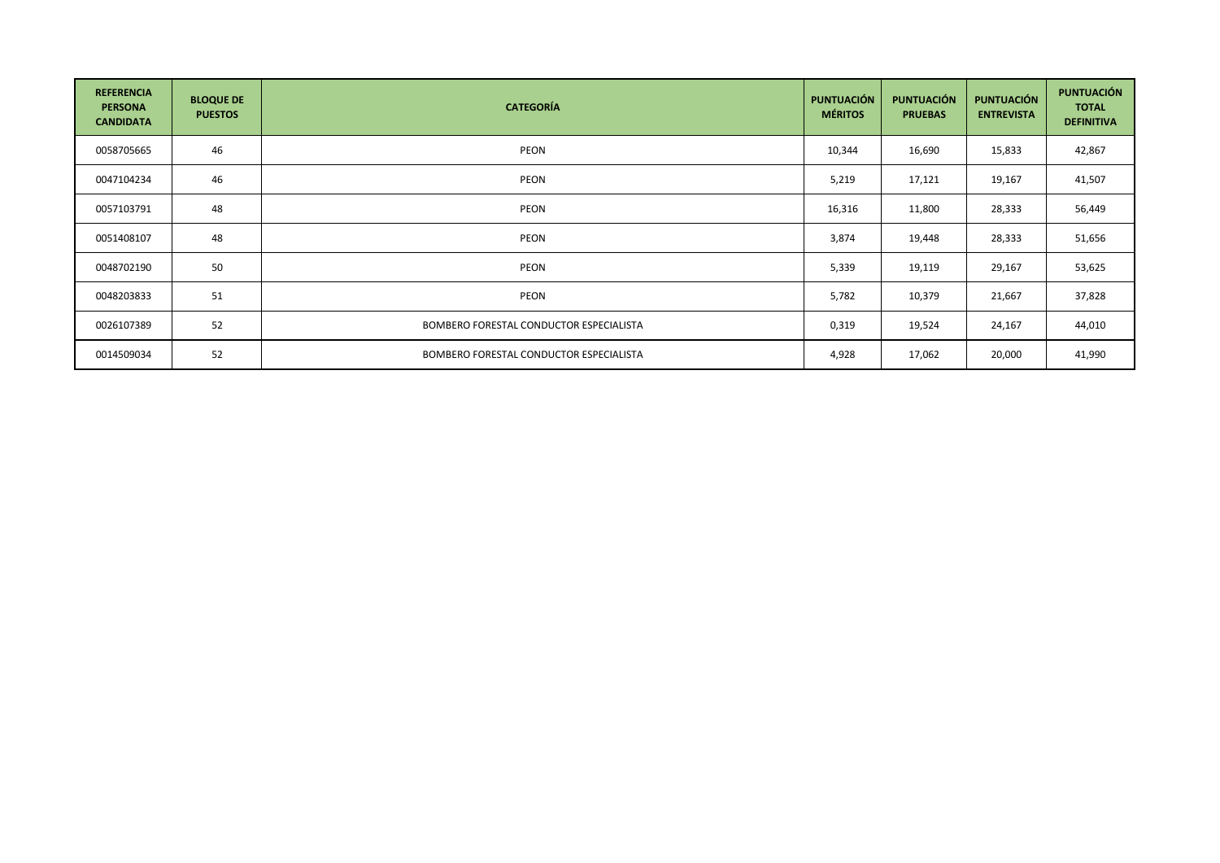| REFERENCIA PERSONA CANDIDATA | BLOQUE DE PUESTOS | CATEGORÍA | PUNTUACIÓN MÉRITOS | PUNTUACIÓN PRUEBAS | PUNTUACIÓN ENTREVISTA | PUNTUACIÓN TOTAL DEFINITIVA |
|---|---|---|---|---|---|---|
| 0058705665 | 46 | PEON | 10,344 | 16,690 | 15,833 | 42,867 |
| 0047104234 | 46 | PEON | 5,219 | 17,121 | 19,167 | 41,507 |
| 0057103791 | 48 | PEON | 16,316 | 11,800 | 28,333 | 56,449 |
| 0051408107 | 48 | PEON | 3,874 | 19,448 | 28,333 | 51,656 |
| 0048702190 | 50 | PEON | 5,339 | 19,119 | 29,167 | 53,625 |
| 0048203833 | 51 | PEON | 5,782 | 10,379 | 21,667 | 37,828 |
| 0026107389 | 52 | BOMBERO FORESTAL CONDUCTOR ESPECIALISTA | 0,319 | 19,524 | 24,167 | 44,010 |
| 0014509034 | 52 | BOMBERO FORESTAL CONDUCTOR ESPECIALISTA | 4,928 | 17,062 | 20,000 | 41,990 |